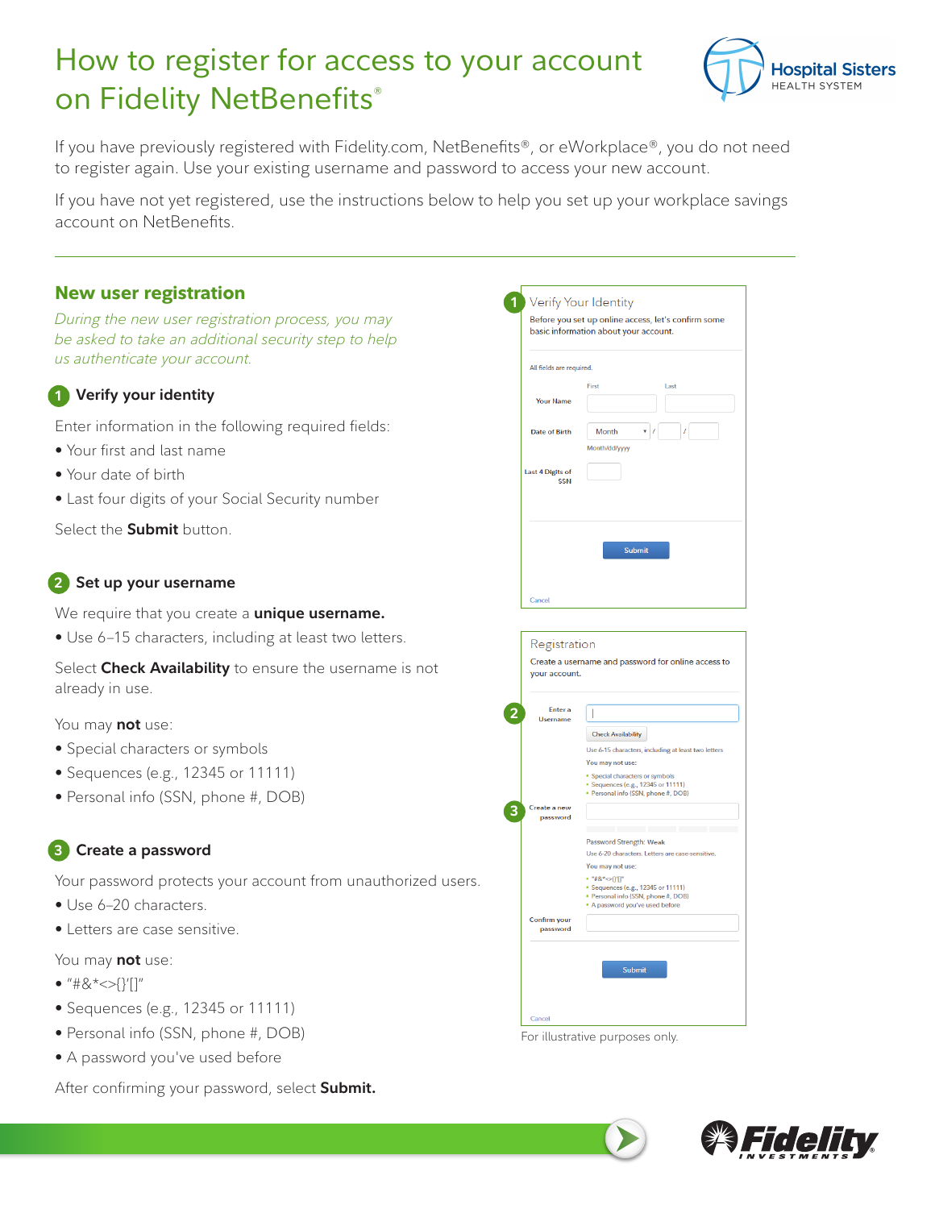# How to register for access to your account on Fidelity NetBenefits®

If you have previously registered with Fidelity.com, NetBenefits®, or eWorkplace®, you do not need to register again. Use your existing username and password to access your new account.

If you have not yet registered, use the instructions below to help you set up your workplace savings account on NetBenefits.

## New user registration

*During the new user registration process, you may be asked to take an additional security step to help us authenticate your account.*

### 1 Verify your identity

Enter information in the following required fields:

- Your first and last name
- Your date of birth
- Last four digits of your Social Security number

Select the **Submit** button.

### 2 Set up your username

We require that you create a **unique username.**

- Use 6–15 characters, including at least two letters.

Select **Check Availability** to ensure the username is not already in use.

You may **not** use:

- Special characters or symbols
- Sequences (e.g., 12345 or 11111)
- Personal info (SSN, phone #, DOB)

### 3 Create a password

Your password protects your account from unauthorized users.

- Use 6–20 characters.
- Letters are case sensitive.

You may **not** use:

- "#&*<>{}'[]"
- Sequences (e.g., 12345 or 11111)
- Personal info (SSN, phone #, DOB)
- A password you've used before

After confirming your password, select **Submit.**

---

**1** Verify Your Identity

Before you set up online access, let's confirm some basic information about your account.

All fields are required.

Your Name: First / Last

Date of Birth: Month / / (Month/dd/yyyy)

Last 4 Digits of SSN

Submit

Cancel

---

Registration

Create a username and password for online access to your account.

**2** Enter a Username

Check Availability

Use 6-15 characters, including at least two letters

You may not use:

- Special characters or symbols
- Sequences (e.g., 12345 or 11111)
- Personal info (SSN, phone #, DOB)

**3** Create a new password

Password Strength: Weak

Use 6-20 characters. Letters are case-sensitive.

You may not use:

- "#&*<>{}'[]"
- Sequences (e.g., 12345 or 11111)
- Personal info (SSN, phone #, DOB)
- A password you've used before

Confirm your password

Submit

Cancel

For illustrative purposes only.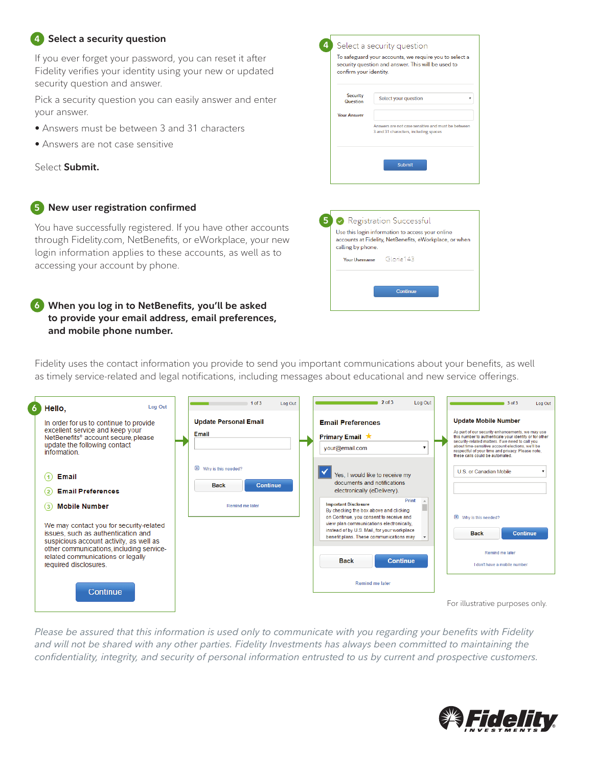## 4 Select a security question

If you ever forget your password, you can reset it after Fidelity verifies your identity using your new or updated security question and answer.

Pick a security question you can easily answer and enter your answer.

- Answers must be between 3 and 31 characters
- Answers are not case sensitive

Select **Submit.**

**4** Select a security question

To safeguard your accounts, we require you to select a security question and answer. This will be used to confirm your identity.

Security Question: Select your question

Your Answer:

Answers are not case sensitive and must be between 3 and 31 characters, including spaces

Submit

## 5 New user registration confirmed

You have successfully registered. If you have other accounts through Fidelity.com, NetBenefits, or eWorkplace, your new login information applies to these accounts, as well as to accessing your account by phone.

**5** Registration Successful

Use this login information to access your online accounts at Fidelity, NetBenefits, eWorkplace, or when calling by phone.

Your Username: Gloria143

Continue

## 6 When you log in to NetBenefits, you'll be asked to provide your email address, email preferences, and mobile phone number.

Fidelity uses the contact information you provide to send you important communications about your benefits, as well as timely service-related and legal notifications, including messages about educational and new service offerings.

**6** **Hello,** Log Out

In order for us to continue to provide excellent service and keep your NetBenefits® account secure, please update the following contact information.

1. **Email**
2. **Email Preferences**
3. **Mobile Number**

We may contact you for security-related issues, such as authentication and suspicious account activity, as well as other communications, including service-related communications or legally required disclosures.

Continue

1 of 3 Log Out

**Update Personal Email**

Email

Why is this needed?

Back | Continue

Remind me later

2 of 3 Log Out

**Email Preferences**

Primary Email: your@email.com

Yes, I would like to receive my documents and notifications electronically (eDelivery).

Print

Important Disclosure

By checking the box above and clicking on Continue, you consent to receive and view plan communications electronically, instead of by U.S. Mail, for your workplace benefit plans. These communications may

Back | Continue

Remind me later

3 of 3 Log Out

**Update Mobile Number**

As part of our security enhancements, we may use this number to authenticate your identity or for other security-related matters. If we need to call you about time-sensitive account elections, we'll be respectful of your time and privacy. Please note, these calls could be automated.

U.S. or Canadian Mobile

Why is this needed?

Back | Continue

Remind me later

I don't have a mobile number

For illustrative purposes only.

*Please be assured that this information is used only to communicate with you regarding your benefits with Fidelity and will not be shared with any other parties. Fidelity Investments has always been committed to maintaining the confidentiality, integrity, and security of personal information entrusted to us by current and prospective customers.*

Fidelity INVESTMENTS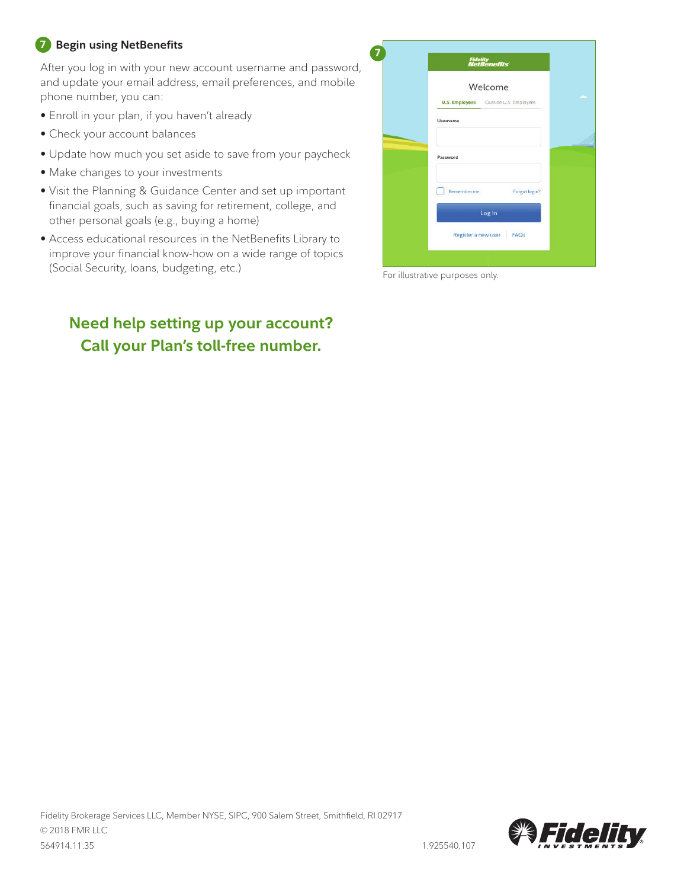## 7 Begin using NetBenefits

After you log in with your new account username and password, and update your email address, email preferences, and mobile phone number, you can:

- Enroll in your plan, if you haven't already
- Check your account balances
- Update how much you set aside to save from your paycheck
- Make changes to your investments
- Visit the Planning & Guidance Center and set up important financial goals, such as saving for retirement, college, and other personal goals (e.g., buying a home)
- Access educational resources in the NetBenefits Library to improve your financial know-how on a wide range of topics (Social Security, loans, budgeting, etc.)

7

Fidelity NetBenefits

Welcome

U.S. Employees | Outside U.S. Employees

Username

Password

Remember me | Forgot login?

Log In

Register a new user | FAQs

For illustrative purposes only.

**Need help setting up your account?**
**Call your Plan's toll-free number.**

Fidelity Brokerage Services LLC, Member NYSE, SIPC, 900 Salem Street, Smithfield, RI 02917
© 2018 FMR LLC
564914.11.35

1.925540.107